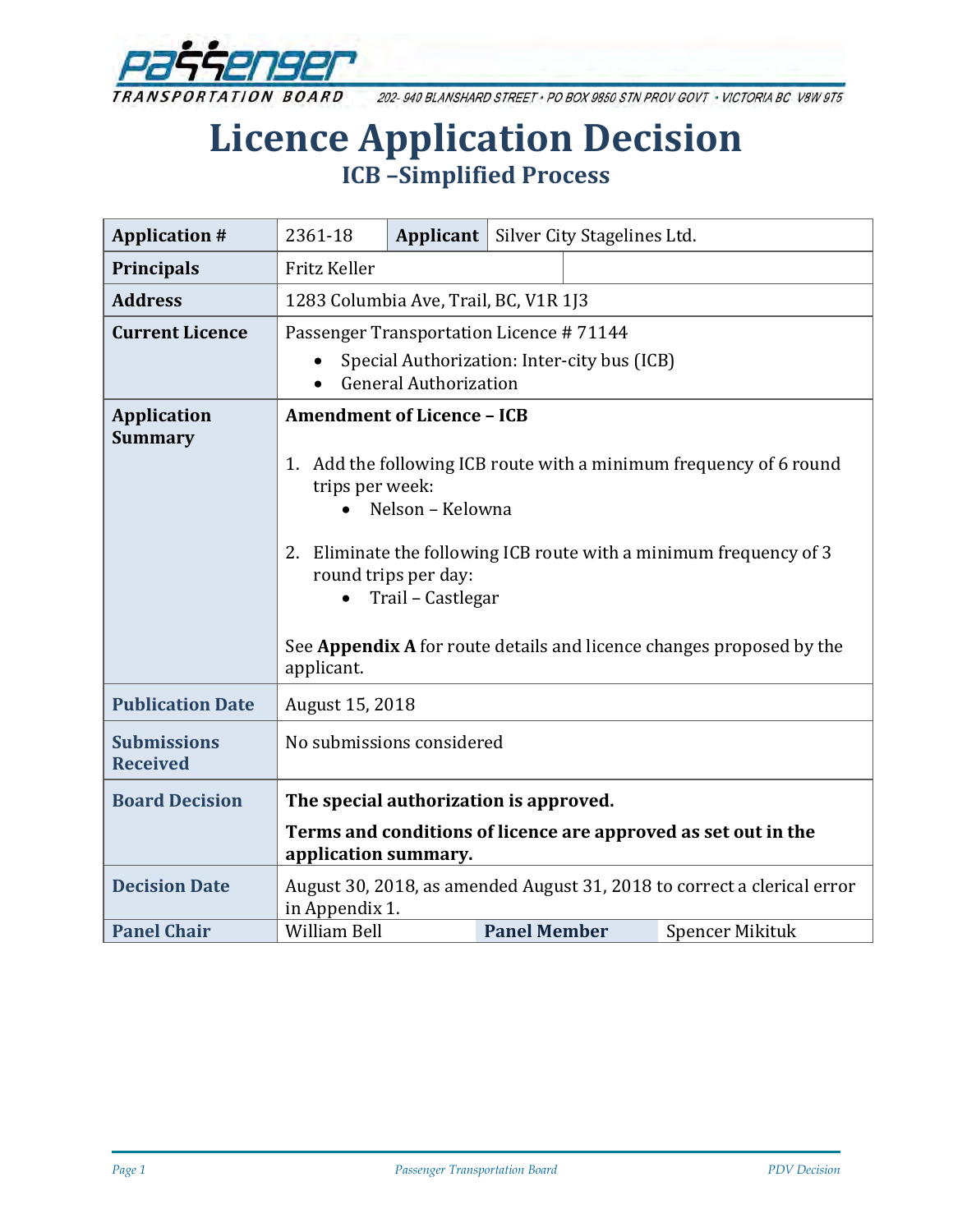PASSENGER TRANSPORTATION BOARD

202- 940 BLANSHARD STREET • PO BOX 9850 STN PROV GOVT • VICTORIA BC V8W 9T5

# Licence Application Decision

## ICB –Simplified Process

| **Application #** | 2361-18 | **Applicant** | Silver City Stagelines Ltd. |
|---|---|---|---|
| **Principals** | Fritz Keller | | |
| **Address** | 1283 Columbia Ave, Trail, BC, V1R 1J3 | | |
| **Current Licence** | Passenger Transportation Licence # 71144<br>• Special Authorization: Inter-city bus (ICB)<br>• General Authorization | | |
| **Application Summary** | **Amendment of Licence – ICB**<br><br>1. Add the following ICB route with a minimum frequency of 6 round trips per week:<br>• Nelson – Kelowna<br><br>2. Eliminate the following ICB route with a minimum frequency of 3 round trips per day:<br>• Trail – Castlegar<br><br>See **Appendix A** for route details and licence changes proposed by the applicant. | | |
| **Publication Date** | August 15, 2018 | | |
| **Submissions Received** | No submissions considered | | |
| **Board Decision** | **The special authorization is approved.**<br>**Terms and conditions of licence are approved as set out in the application summary.** | | |
| **Decision Date** | August 30, 2018, as amended August 31, 2018 to correct a clerical error in Appendix 1. | | |
| **Panel Chair** | William Bell | **Panel Member** | Spencer Mikituk |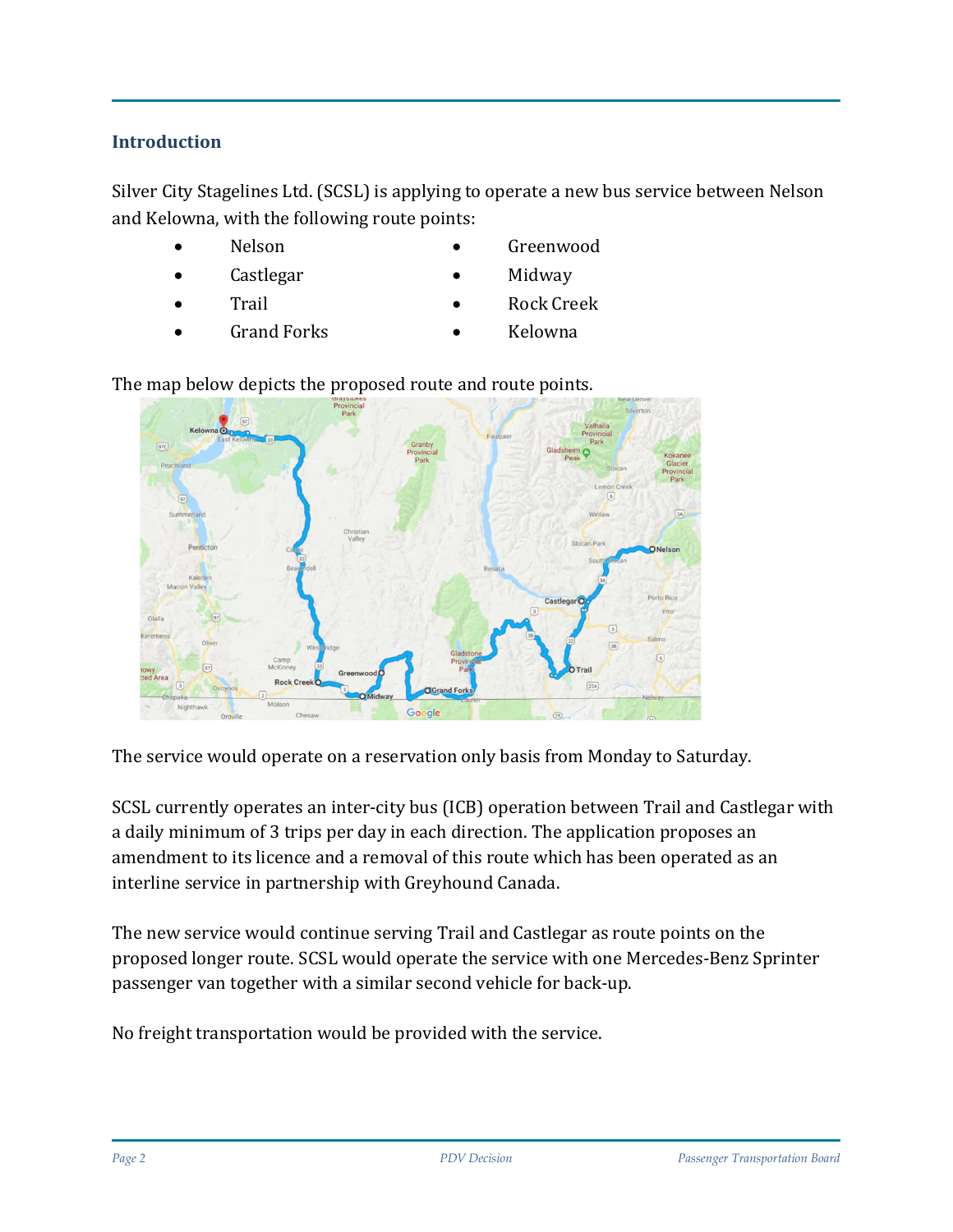## Introduction

Silver City Stagelines Ltd. (SCSL) is applying to operate a new bus service between Nelson and Kelowna, with the following route points:

- Nelson
- Castlegar
- Trail
- Grand Forks
- Greenwood
- Midway
- Rock Creek
- Kelowna

The map below depicts the proposed route and route points.

The service would operate on a reservation only basis from Monday to Saturday.

SCSL currently operates an inter-city bus (ICB) operation between Trail and Castlegar with a daily minimum of 3 trips per day in each direction. The application proposes an amendment to its licence and a removal of this route which has been operated as an interline service in partnership with Greyhound Canada.

The new service would continue serving Trail and Castlegar as route points on the proposed longer route. SCSL would operate the service with one Mercedes-Benz Sprinter passenger van together with a similar second vehicle for back-up.

No freight transportation would be provided with the service.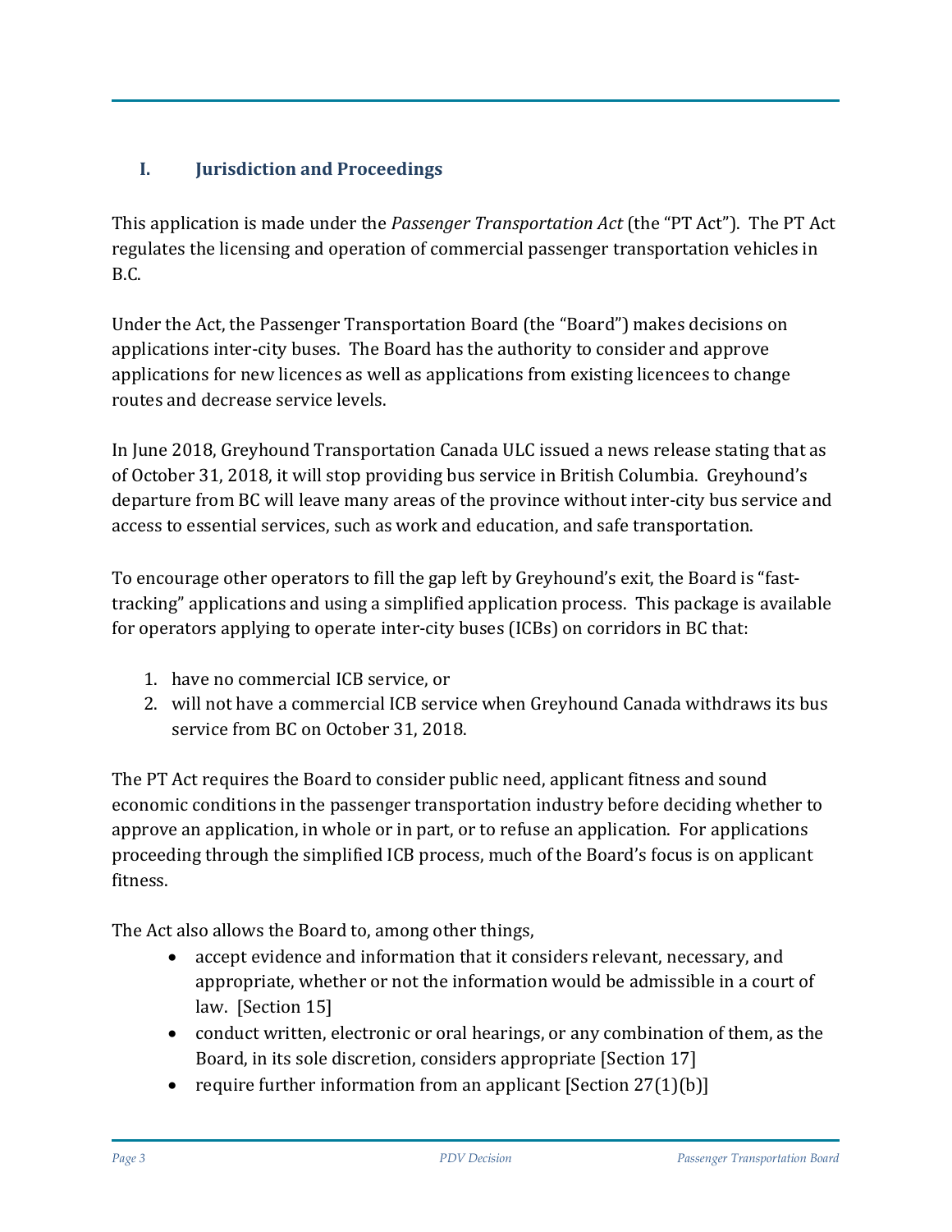## I. Jurisdiction and Proceedings

This application is made under the *Passenger Transportation Act* (the "PT Act"). The PT Act regulates the licensing and operation of commercial passenger transportation vehicles in B.C.

Under the Act, the Passenger Transportation Board (the "Board") makes decisions on applications inter-city buses. The Board has the authority to consider and approve applications for new licences as well as applications from existing licencees to change routes and decrease service levels.

In June 2018, Greyhound Transportation Canada ULC issued a news release stating that as of October 31, 2018, it will stop providing bus service in British Columbia. Greyhound's departure from BC will leave many areas of the province without inter-city bus service and access to essential services, such as work and education, and safe transportation.

To encourage other operators to fill the gap left by Greyhound's exit, the Board is "fast-tracking" applications and using a simplified application process. This package is available for operators applying to operate inter-city buses (ICBs) on corridors in BC that:

1. have no commercial ICB service, or
2. will not have a commercial ICB service when Greyhound Canada withdraws its bus service from BC on October 31, 2018.

The PT Act requires the Board to consider public need, applicant fitness and sound economic conditions in the passenger transportation industry before deciding whether to approve an application, in whole or in part, or to refuse an application. For applications proceeding through the simplified ICB process, much of the Board's focus is on applicant fitness.

The Act also allows the Board to, among other things,

- accept evidence and information that it considers relevant, necessary, and appropriate, whether or not the information would be admissible in a court of law. [Section 15]
- conduct written, electronic or oral hearings, or any combination of them, as the Board, in its sole discretion, considers appropriate [Section 17]
- require further information from an applicant [Section 27(1)(b)]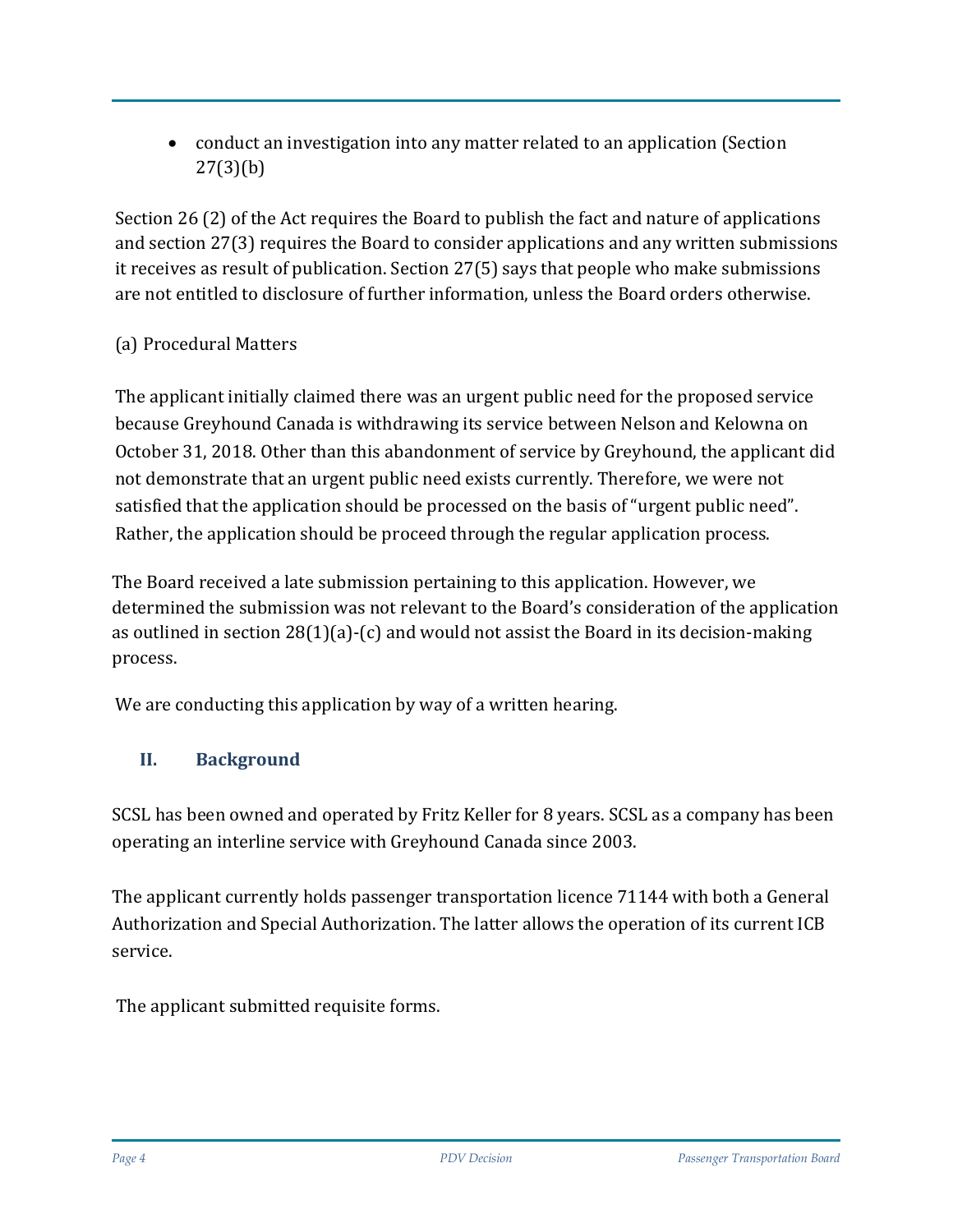- conduct an investigation into any matter related to an application (Section 27(3)(b)

Section 26 (2) of the Act requires the Board to publish the fact and nature of applications and section 27(3) requires the Board to consider applications and any written submissions it receives as result of publication. Section 27(5) says that people who make submissions are not entitled to disclosure of further information, unless the Board orders otherwise.

(a) Procedural Matters

The applicant initially claimed there was an urgent public need for the proposed service because Greyhound Canada is withdrawing its service between Nelson and Kelowna on October 31, 2018. Other than this abandonment of service by Greyhound, the applicant did not demonstrate that an urgent public need exists currently. Therefore, we were not satisfied that the application should be processed on the basis of "urgent public need". Rather, the application should be proceed through the regular application process.

The Board received a late submission pertaining to this application. However, we determined the submission was not relevant to the Board's consideration of the application as outlined in section 28(1)(a)-(c) and would not assist the Board in its decision-making process.

We are conducting this application by way of a written hearing.

## II. Background

SCSL has been owned and operated by Fritz Keller for 8 years. SCSL as a company has been operating an interline service with Greyhound Canada since 2003.

The applicant currently holds passenger transportation licence 71144 with both a General Authorization and Special Authorization. The latter allows the operation of its current ICB service.

The applicant submitted requisite forms.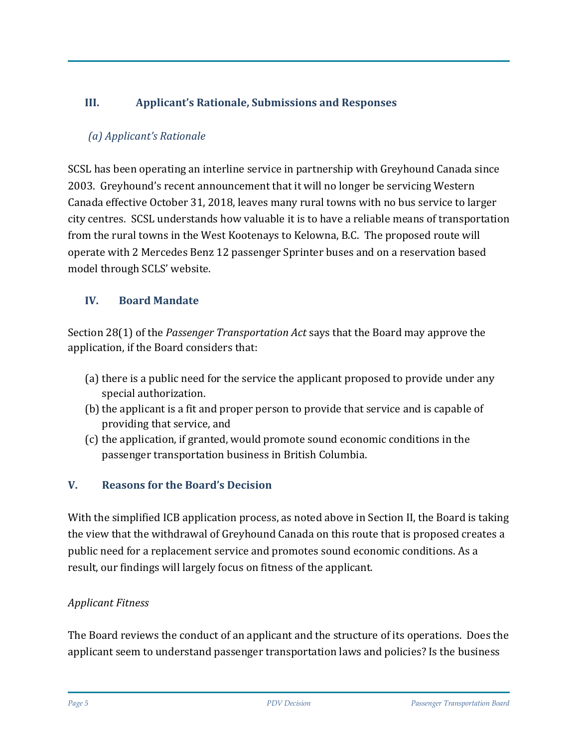## III. Applicant's Rationale, Submissions and Responses

### *(a) Applicant's Rationale*

SCSL has been operating an interline service in partnership with Greyhound Canada since 2003. Greyhound's recent announcement that it will no longer be servicing Western Canada effective October 31, 2018, leaves many rural towns with no bus service to larger city centres. SCSL understands how valuable it is to have a reliable means of transportation from the rural towns in the West Kootenays to Kelowna, B.C. The proposed route will operate with 2 Mercedes Benz 12 passenger Sprinter buses and on a reservation based model through SCLS' website.

## IV. Board Mandate

Section 28(1) of the *Passenger Transportation Act* says that the Board may approve the application, if the Board considers that:

(a) there is a public need for the service the applicant proposed to provide under any special authorization.
(b) the applicant is a fit and proper person to provide that service and is capable of providing that service, and
(c) the application, if granted, would promote sound economic conditions in the passenger transportation business in British Columbia.

## V. Reasons for the Board's Decision

With the simplified ICB application process, as noted above in Section II, the Board is taking the view that the withdrawal of Greyhound Canada on this route that is proposed creates a public need for a replacement service and promotes sound economic conditions. As a result, our findings will largely focus on fitness of the applicant.

*Applicant Fitness*

The Board reviews the conduct of an applicant and the structure of its operations. Does the applicant seem to understand passenger transportation laws and policies? Is the business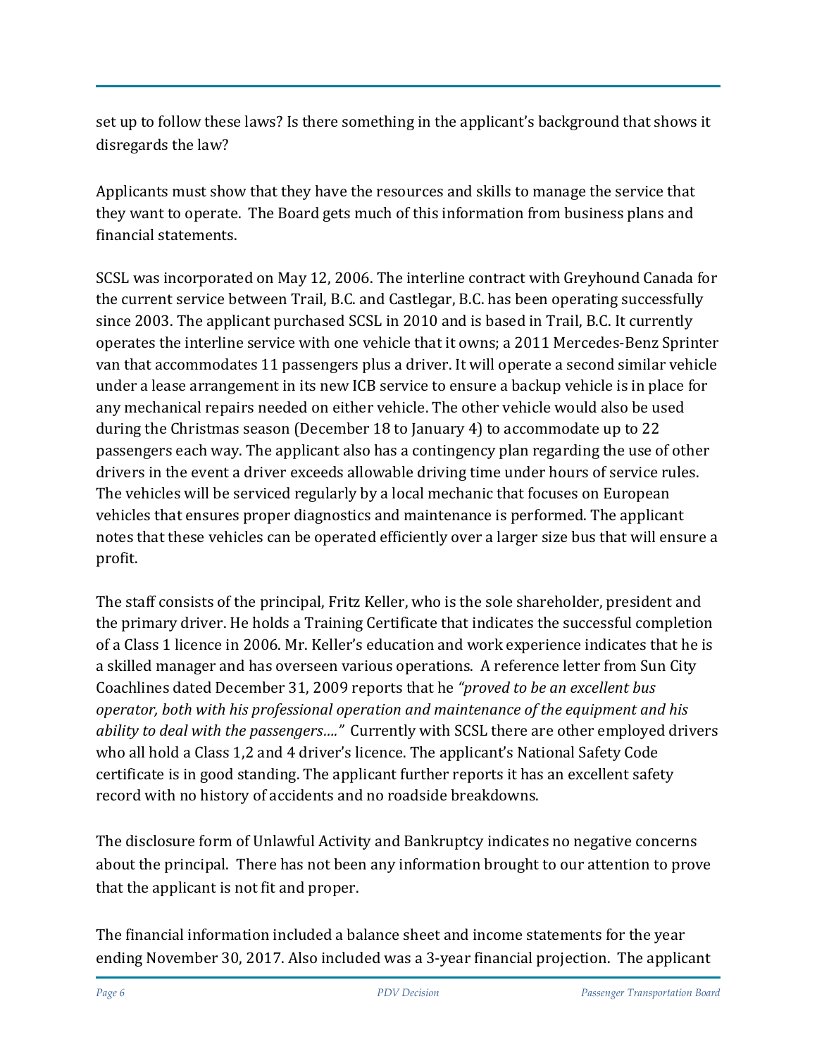set up to follow these laws? Is there something in the applicant's background that shows it disregards the law?

Applicants must show that they have the resources and skills to manage the service that they want to operate. The Board gets much of this information from business plans and financial statements.

SCSL was incorporated on May 12, 2006. The interline contract with Greyhound Canada for the current service between Trail, B.C. and Castlegar, B.C. has been operating successfully since 2003. The applicant purchased SCSL in 2010 and is based in Trail, B.C. It currently operates the interline service with one vehicle that it owns; a 2011 Mercedes-Benz Sprinter van that accommodates 11 passengers plus a driver. It will operate a second similar vehicle under a lease arrangement in its new ICB service to ensure a backup vehicle is in place for any mechanical repairs needed on either vehicle. The other vehicle would also be used during the Christmas season (December 18 to January 4) to accommodate up to 22 passengers each way. The applicant also has a contingency plan regarding the use of other drivers in the event a driver exceeds allowable driving time under hours of service rules. The vehicles will be serviced regularly by a local mechanic that focuses on European vehicles that ensures proper diagnostics and maintenance is performed. The applicant notes that these vehicles can be operated efficiently over a larger size bus that will ensure a profit.

The staff consists of the principal, Fritz Keller, who is the sole shareholder, president and the primary driver. He holds a Training Certificate that indicates the successful completion of a Class 1 licence in 2006. Mr. Keller's education and work experience indicates that he is a skilled manager and has overseen various operations. A reference letter from Sun City Coachlines dated December 31, 2009 reports that he *"proved to be an excellent bus operator, both with his professional operation and maintenance of the equipment and his ability to deal with the passengers…."* Currently with SCSL there are other employed drivers who all hold a Class 1,2 and 4 driver's licence. The applicant's National Safety Code certificate is in good standing. The applicant further reports it has an excellent safety record with no history of accidents and no roadside breakdowns.

The disclosure form of Unlawful Activity and Bankruptcy indicates no negative concerns about the principal. There has not been any information brought to our attention to prove that the applicant is not fit and proper.

The financial information included a balance sheet and income statements for the year ending November 30, 2017. Also included was a 3-year financial projection. The applicant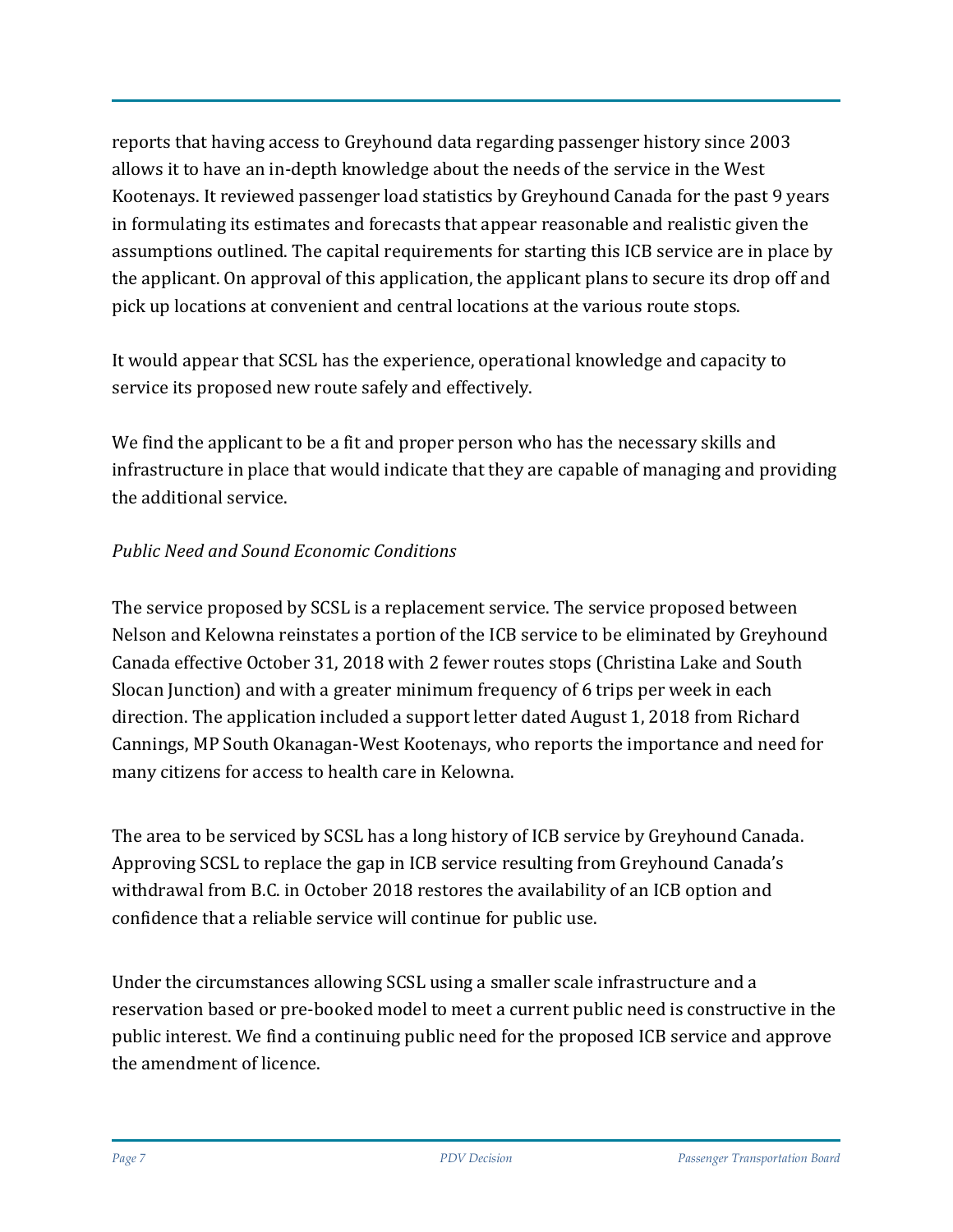reports that having access to Greyhound data regarding passenger history since 2003 allows it to have an in-depth knowledge about the needs of the service in the West Kootenays. It reviewed passenger load statistics by Greyhound Canada for the past 9 years in formulating its estimates and forecasts that appear reasonable and realistic given the assumptions outlined. The capital requirements for starting this ICB service are in place by the applicant. On approval of this application, the applicant plans to secure its drop off and pick up locations at convenient and central locations at the various route stops.

It would appear that SCSL has the experience, operational knowledge and capacity to service its proposed new route safely and effectively.

We find the applicant to be a fit and proper person who has the necessary skills and infrastructure in place that would indicate that they are capable of managing and providing the additional service.

*Public Need and Sound Economic Conditions*

The service proposed by SCSL is a replacement service. The service proposed between Nelson and Kelowna reinstates a portion of the ICB service to be eliminated by Greyhound Canada effective October 31, 2018 with 2 fewer routes stops (Christina Lake and South Slocan Junction) and with a greater minimum frequency of 6 trips per week in each direction. The application included a support letter dated August 1, 2018 from Richard Cannings, MP South Okanagan-West Kootenays, who reports the importance and need for many citizens for access to health care in Kelowna.

The area to be serviced by SCSL has a long history of ICB service by Greyhound Canada. Approving SCSL to replace the gap in ICB service resulting from Greyhound Canada's withdrawal from B.C. in October 2018 restores the availability of an ICB option and confidence that a reliable service will continue for public use.

Under the circumstances allowing SCSL using a smaller scale infrastructure and a reservation based or pre-booked model to meet a current public need is constructive in the public interest. We find a continuing public need for the proposed ICB service and approve the amendment of licence.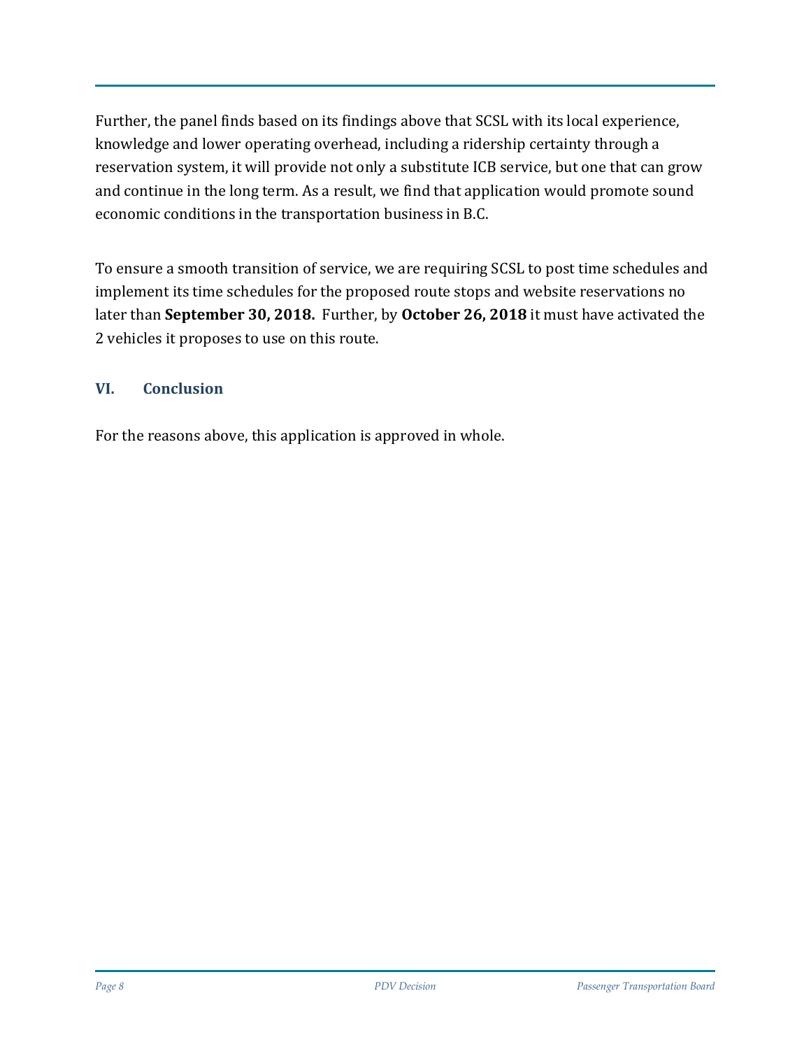Further, the panel finds based on its findings above that SCSL with its local experience, knowledge and lower operating overhead, including a ridership certainty through a reservation system, it will provide not only a substitute ICB service, but one that can grow and continue in the long term. As a result, we find that application would promote sound economic conditions in the transportation business in B.C.

To ensure a smooth transition of service, we are requiring SCSL to post time schedules and implement its time schedules for the proposed route stops and website reservations no later than **September 30, 2018.** Further, by **October 26, 2018** it must have activated the 2 vehicles it proposes to use on this route.

## VI. Conclusion

For the reasons above, this application is approved in whole.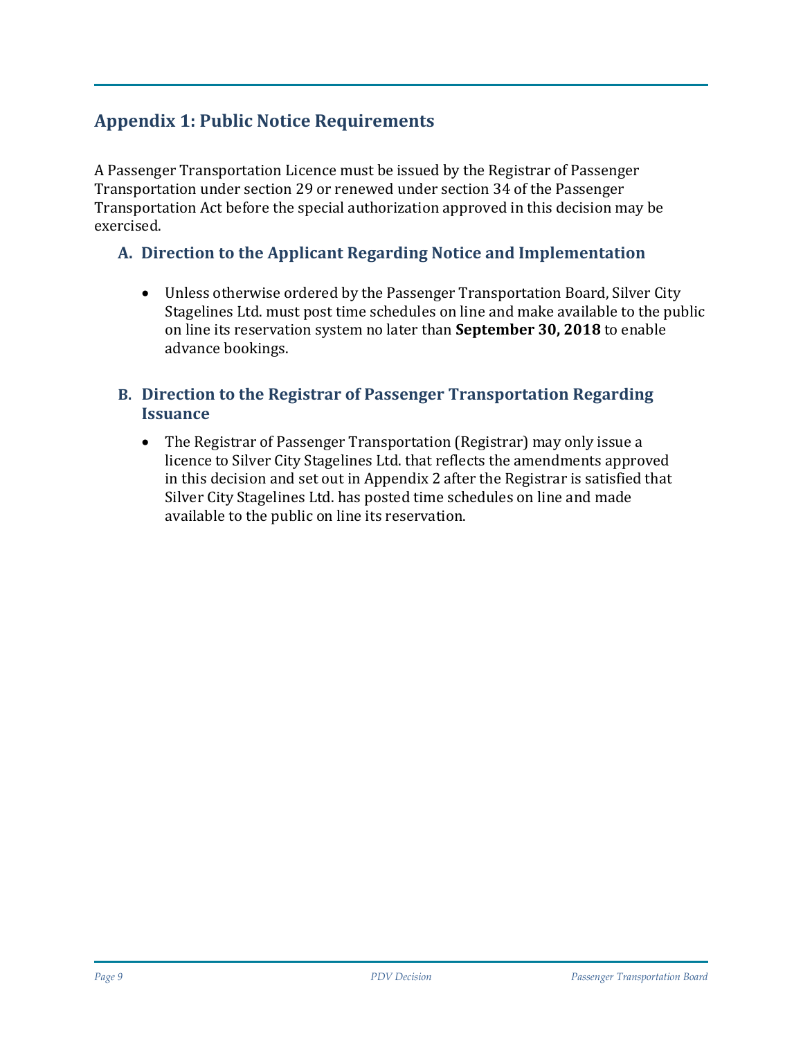## Appendix 1: Public Notice Requirements

A Passenger Transportation Licence must be issued by the Registrar of Passenger Transportation under section 29 or renewed under section 34 of the Passenger Transportation Act before the special authorization approved in this decision may be exercised.

### A. Direction to the Applicant Regarding Notice and Implementation

- Unless otherwise ordered by the Passenger Transportation Board, Silver City Stagelines Ltd. must post time schedules on line and make available to the public on line its reservation system no later than **September 30, 2018** to enable advance bookings.

### B. Direction to the Registrar of Passenger Transportation Regarding Issuance

- The Registrar of Passenger Transportation (Registrar) may only issue a licence to Silver City Stagelines Ltd. that reflects the amendments approved in this decision and set out in Appendix 2 after the Registrar is satisfied that Silver City Stagelines Ltd. has posted time schedules on line and made available to the public on line its reservation.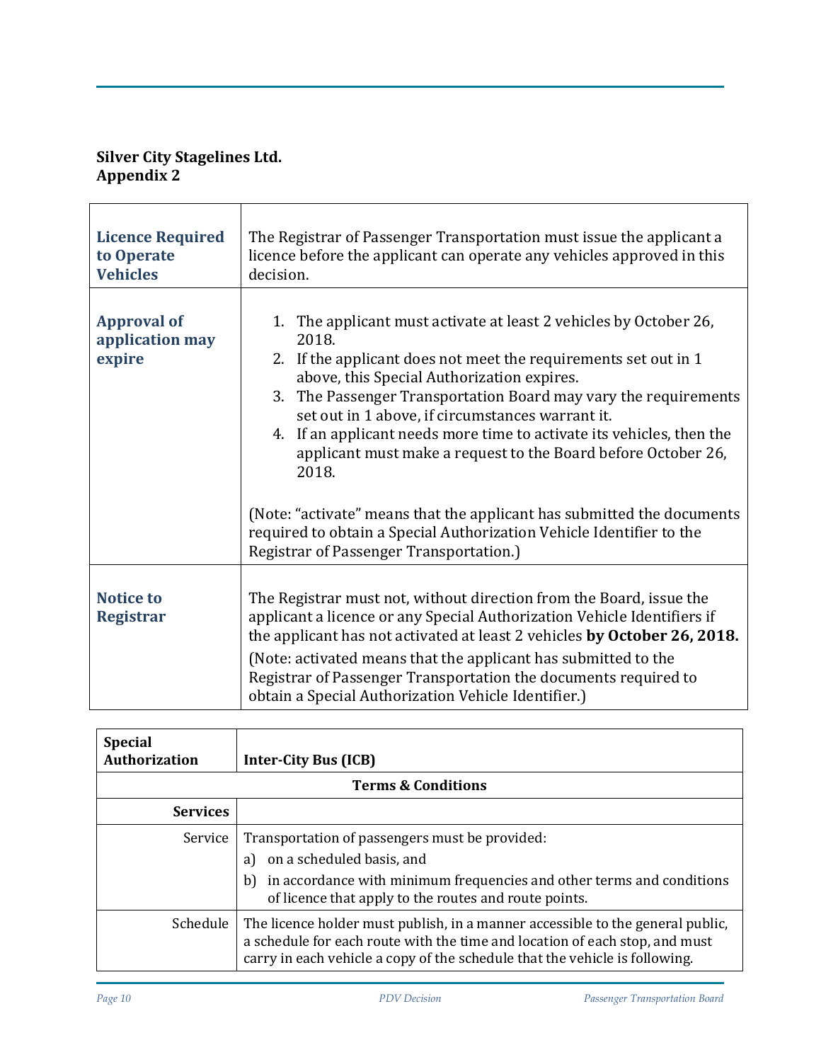**Silver City Stagelines Ltd.**
**Appendix 2**

| | |
|---|---|
| **Licence Required to Operate Vehicles** | The Registrar of Passenger Transportation must issue the applicant a licence before the applicant can operate any vehicles approved in this decision. |
| **Approval of application may expire** | 1. The applicant must activate at least 2 vehicles by October 26, 2018.<br>2. If the applicant does not meet the requirements set out in 1 above, this Special Authorization expires.<br>3. The Passenger Transportation Board may vary the requirements set out in 1 above, if circumstances warrant it.<br>4. If an applicant needs more time to activate its vehicles, then the applicant must make a request to the Board before October 26, 2018.<br><br>(Note: "activate" means that the applicant has submitted the documents required to obtain a Special Authorization Vehicle Identifier to the Registrar of Passenger Transportation.) |
| **Notice to Registrar** | The Registrar must not, without direction from the Board, issue the applicant a licence or any Special Authorization Vehicle Identifiers if the applicant has not activated at least 2 vehicles **by October 26, 2018.**<br>(Note: activated means that the applicant has submitted to the Registrar of Passenger Transportation the documents required to obtain a Special Authorization Vehicle Identifier.) |

| **Special Authorization** | **Inter-City Bus (ICB)** |
|---|---|
| **Terms & Conditions** | |
| **Services** | |
| Service | Transportation of passengers must be provided:<br>a) on a scheduled basis, and<br>b) in accordance with minimum frequencies and other terms and conditions of licence that apply to the routes and route points. |
| Schedule | The licence holder must publish, in a manner accessible to the general public, a schedule for each route with the time and location of each stop, and must carry in each vehicle a copy of the schedule that the vehicle is following. |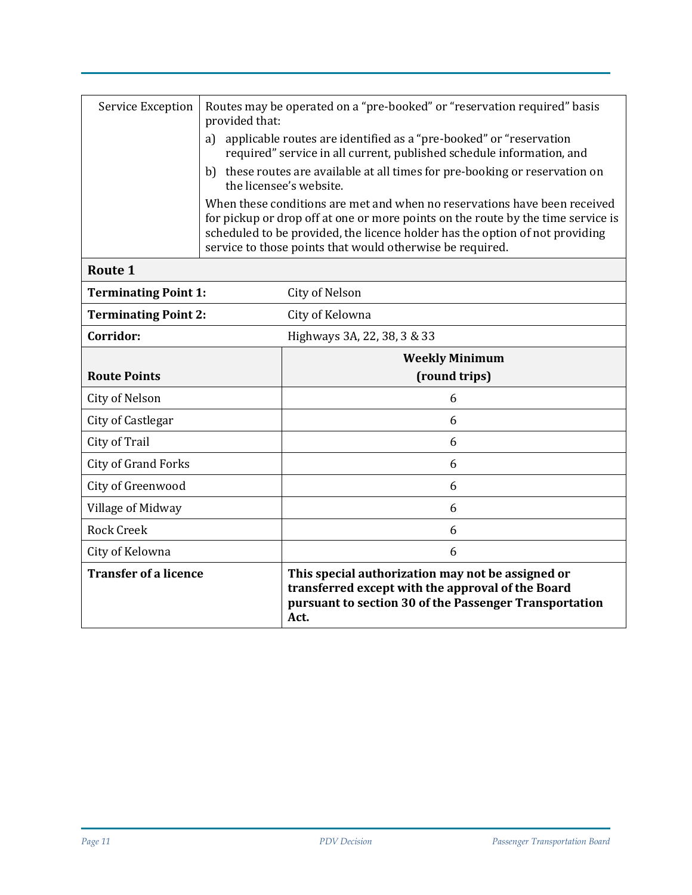| | |
|---|---|
| Service Exception | Routes may be operated on a “pre-booked” or “reservation required” basis provided that:<br>a) applicable routes are identified as a “pre-booked” or “reservation required” service in all current, published schedule information, and<br>b) these routes are available at all times for pre-booking or reservation on the licensee’s website.<br>When these conditions are met and when no reservations have been received for pickup or drop off at one or more points on the route by the time service is scheduled to be provided, the licence holder has the option of not providing service to those points that would otherwise be required. |

| **Route 1** | |
|---|---|
| **Terminating Point 1:** | City of Nelson |
| **Terminating Point 2:** | City of Kelowna |
| **Corridor:** | Highways 3A, 22, 38, 3 & 33 |
| **Route Points** | **Weekly Minimum (round trips)** |
| City of Nelson | 6 |
| City of Castlegar | 6 |
| City of Trail | 6 |
| City of Grand Forks | 6 |
| City of Greenwood | 6 |
| Village of Midway | 6 |
| Rock Creek | 6 |
| City of Kelowna | 6 |
| **Transfer of a licence** | **This special authorization may not be assigned or transferred except with the approval of the Board pursuant to section 30 of the Passenger Transportation Act.** |